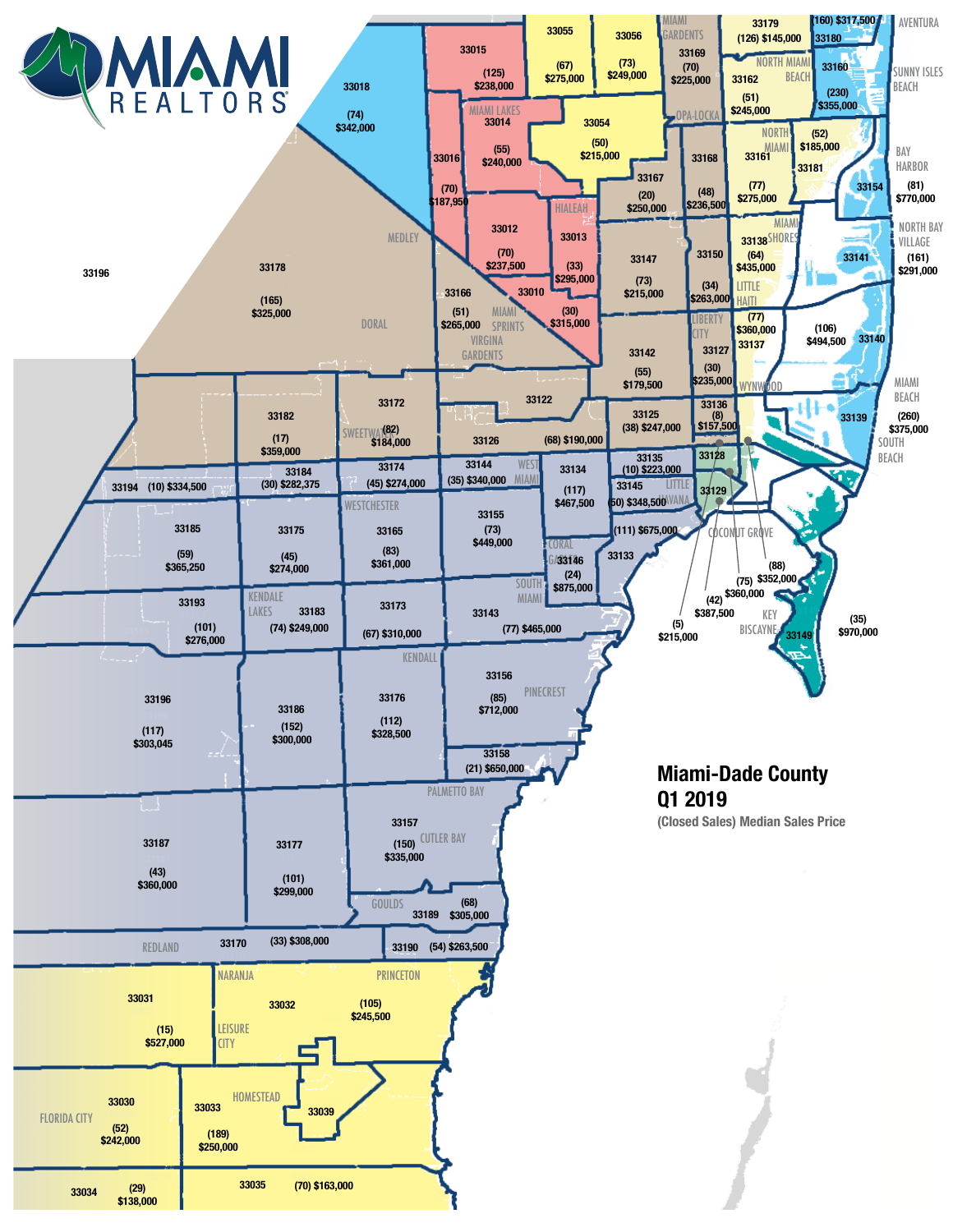# Miami-Dade County Q1 2019

**(Closed Sales) Median Sales Price**

MIAMI REALTORS®

| ZIP Code | Closed Sales | Median Sales Price |
|---|---|---|
| 33018 | (74) | $342,000 |
| 33015 | (125) | $238,000 |
| 33055 | (67) | $275,000 |
| 33056 | (73) | $249,000 |
| 33169 | (70) | $225,000 |
| 33179 | (126) | $145,000 |
| 33180 | (160) | $317,500 |
| 33160 | (230) | $355,000 |
| 33162 | (51) | $245,000 |
| 33014 | (55) | $240,000 |
| 33054 | (50) | $215,000 |
| 33016 | (70) | $187,950 |
| 33167 | (20) | $250,000 |
| 33168 | (48) | $236,500 |
| 33161 | (77) | $275,000 |
| 33181 | (52) | $185,000 |
| 33154 | (81) | $770,000 |
| 33012 | (70) | $237,500 |
| 33013 | (33) | $295,000 |
| 33147 | (73) | $215,000 |
| 33150 | (34) | $263,000 |
| 33138 | (64) | $435,000 |
| 33141 | (161) | $291,000 |
| 33178 | (165) | $325,000 |
| 33166 | (51) | $265,000 |
| 33010 | (30) | $315,000 |
| 33142 | (55) | $179,500 |
| 33127 | (30) | $235,000 |
| 33137 | (77) | $360,000 |
| 33140 | (106) | $494,500 |
| 33139 | (260) | $375,000 |
| 33182 | (17) | $359,000 |
| 33172 | (82) | $184,000 |
| 33126 | (68) | $190,000 |
| 33125 | (38) | $247,000 |
| 33136 | (8) | $157,500 |
| 33194 | (10) | $334,500 |
| 33184 | (30) | $282,375 |
| 33174 | (45) | $274,000 |
| 33144 | (35) | $340,000 |
| 33134 | (117) | $467,500 |
| 33135 | (10) | $223,000 |
| 33145 | (60) | $348,500 |
| 33133 | (111) | $675,000 |
| 33185 | (59) | $365,250 |
| 33175 | (45) | $274,000 |
| 33165 | (83) | $361,000 |
| 33155 | (73) | $449,000 |
| 33146 | (24) | $875,000 |
| 33149 | (35) | $970,000 |
| 33193 | (101) | $276,000 |
| 33183 | (74) | $249,000 |
| 33173 | (67) | $310,000 |
| 33143 | (77) | $465,000 |
| 33156 | (85) | $712,000 |
| 33196 | (117) | $303,045 |
| 33186 | (152) | $300,000 |
| 33176 | (112) | $328,500 |
| 33158 | (21) | $650,000 |
| 33157 | (150) | $335,000 |
| 33187 | (43) | $360,000 |
| 33177 | (101) | $299,000 |
| 33189 | (68) | $305,000 |
| 33170 | (33) | $308,000 |
| 33190 | (54) | $263,500 |
| 33031 | (15) | $527,000 |
| 33032 | (105) | $245,500 |
| 33030 | (52) | $242,000 |
| 33033 | (189) | $250,000 |
| 33034 | (29) | $138,000 |
| 33035 | (70) | $163,000 |

Downtown / Coconut Grove area (33128, 33129 and adjacent points): (5) $215,000; (42) $387,500; (75) $360,000; (88) $352,000

Other ZIP codes labeled without data: 33122, 33039

Areas labeled: Aventura, Sunny Isles Beach, Bay Harbor, North Bay Village, Miami Beach, South Beach, Key Biscayne, Miami Gardens, North Miami Beach, Opa-Locka, North Miami, Miami Shores, Little Haiti, Liberty City, Wynwood, Hialeah, Miami Lakes, Medley, Doral, Miami Springs, Virginia Gardens, Sweetwater, West Miami, Little Havana, Westchester, Coral Gables, Coconut Grove, South Miami, Kendale Lakes, Kendall, Pinecrest, Palmetto Bay, Cutler Bay, Goulds, Redland, Naranja, Princeton, Leisure City, Homestead, Florida City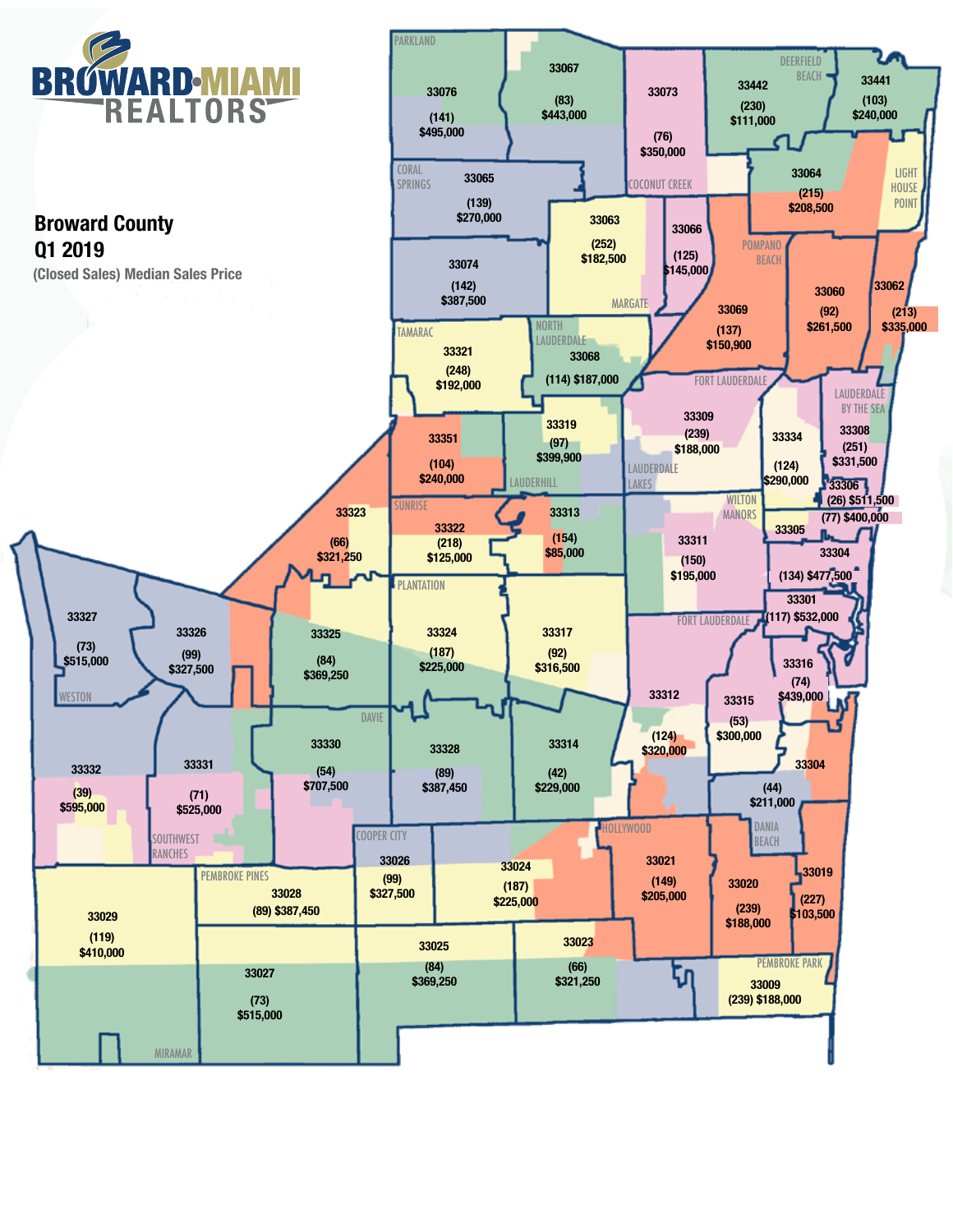BROWARD·MIAMI REALTORS

## Broward County
## Q1 2019

(Closed Sales) Median Sales Price

| Zip Code | Area | Closed Sales | Median Sales Price |
|---|---|---|---|
| 33076 | Parkland | (141) | $495,000 |
| 33067 | | (83) | $443,000 |
| 33073 | Coconut Creek | (76) | $350,000 |
| 33442 | Deerfield Beach | (230) | $111,000 |
| 33441 | | (103) | $240,000 |
| 33065 | Coral Springs | (139) | $270,000 |
| 33063 | Margate | (252) | $182,500 |
| 33066 | | (125) | $145,000 |
| 33064 | Lighthouse Point | (215) | $208,500 |
| 33074 | | (142) | $387,500 |
| 33069 | Pompano Beach | (137) | $150,900 |
| 33060 | | (92) | $261,500 |
| 33062 | | (213) | $335,000 |
| 33321 | Tamarac | (248) | $192,000 |
| 33068 | North Lauderdale | (114) | $187,000 |
| 33309 | Fort Lauderdale | (239) | $188,000 |
| 33334 | | (124) | $290,000 |
| 33308 | Lauderdale by the Sea | (251) | $331,500 |
| 33351 | | (104) | $240,000 |
| 33319 | Lauderhill | (97) | $399,900 |
| 33306 | | (26) | $511,500 |
| 33305 | Wilton Manors | (77) | $400,000 |
| 33323 | | (66) | $321,250 |
| 33322 | Sunrise | (218) | $125,000 |
| 33313 | | (154) | $85,000 |
| 33311 | Lauderdale Lakes | (150) | $195,000 |
| 33304 | | (134) | $477,500 |
| 33301 | | (117) | $532,000 |
| 33327 | Weston | (73) | $515,000 |
| 33326 | | (99) | $327,500 |
| 33325 | | (84) | $369,250 |
| 33324 | Plantation | (187) | $225,000 |
| 33317 | | (92) | $316,500 |
| 33316 | | (74) | $439,000 |
| 33312 | Fort Lauderdale | (124) | $320,000 |
| 33315 | | (53) | $300,000 |
| 33330 | Davie | (54) | $707,500 |
| 33328 | | (89) | $387,450 |
| 33314 | | (42) | $229,000 |
| 33304 | | (44) | $211,000 |
| 33332 | | (39) | $595,000 |
| 33331 | Southwest Ranches | (71) | $525,000 |
| 33026 | Cooper City | (99) | $327,500 |
| 33024 | | (187) | $225,000 |
| 33021 | Hollywood | (149) | $205,000 |
| 33020 | | (239) | $188,000 |
| 33019 | Dania Beach | (227) | $103,500 |
| 33029 | | (119) | $410,000 |
| 33028 | Pembroke Pines | (89) | $387,450 |
| 33025 | | (84) | $369,250 |
| 33023 | | (66) | $321,250 |
| 33009 | Pembroke Park | (239) | $188,000 |
| 33027 | Miramar | (73) | $515,000 |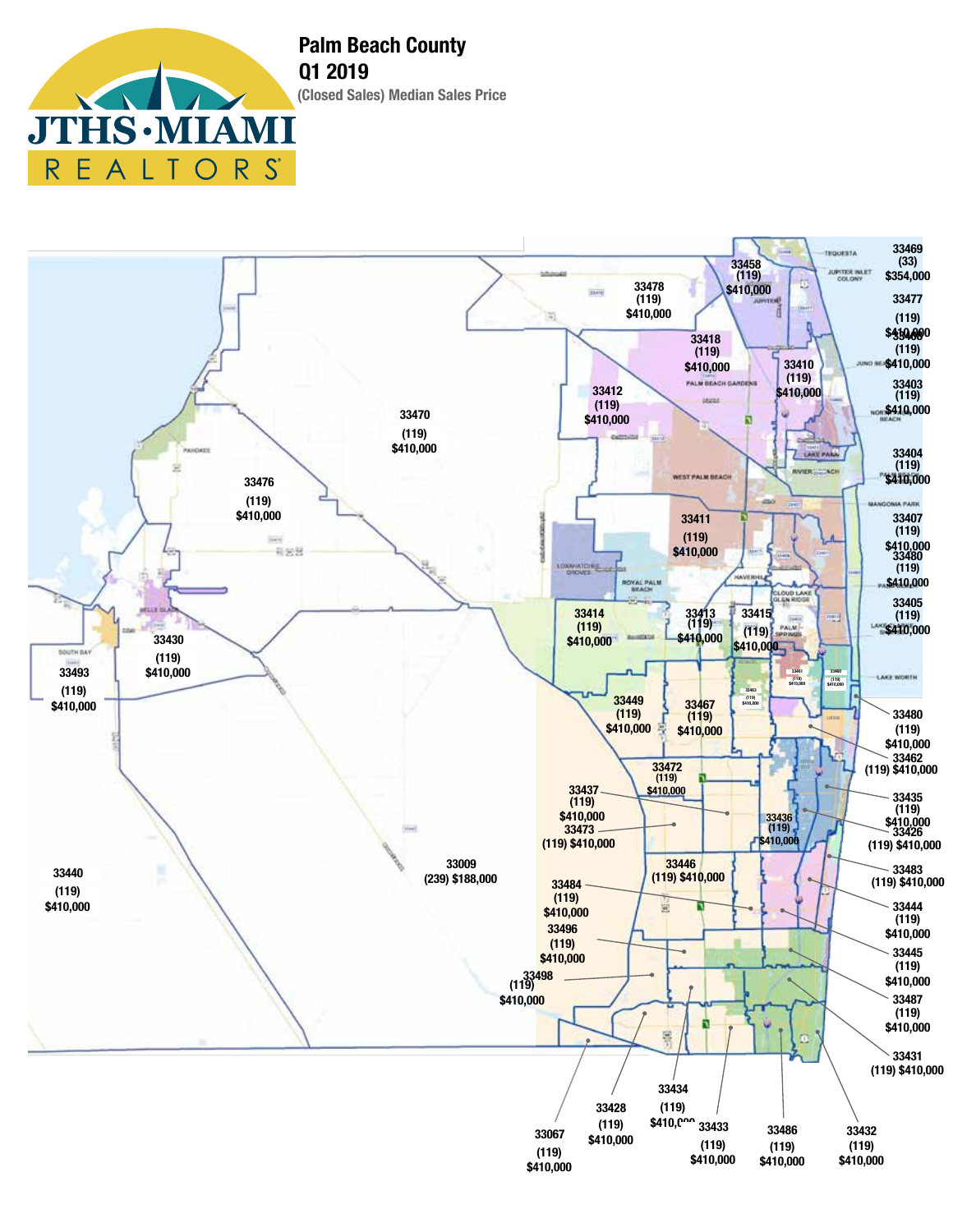# Palm Beach County

## Q1 2019

(Closed Sales) Median Sales Price

| ZIP | Closed Sales | Median Sales Price |
|---|---|---|
| 33469 | (33) | $354,000 |
| 33458 | (119) | $410,000 |
| 33478 | (119) | $410,000 |
| 33477 | (119) | $410,000 |
| 33408 | (119) | $410,000 |
| 33418 | (119) | $410,000 |
| 33410 | (119) | $410,000 |
| 33403 | (119) | $410,000 |
| 33412 | (119) | $410,000 |
| 33470 | (119) | $410,000 |
| 33404 | (119) | $410,000 |
| 33476 | (119) | $410,000 |
| 33411 | (119) | $410,000 |
| 33407 | (119) | $410,000 |
| 33480 | (119) | $410,000 |
| 33405 | (119) | $410,000 |
| 33414 | (119) | $410,000 |
| 33413 | (119) | $410,000 |
| 33415 | (119) | $410,000 |
| 33430 | (119) | $410,000 |
| 33493 | (119) | $410,000 |
| 33461 | (119) | $410,000 |
| 33460 | (119) | $410,000 |
| 33463 | (119) | $410,000 |
| 33449 | (119) | $410,000 |
| 33467 | (119) | $410,000 |
| 33480 | (119) | $410,000 |
| 33462 | (119) | $410,000 |
| 33472 | (119) | $410,000 |
| 33437 | (119) | $410,000 |
| 33435 | (119) | $410,000 |
| 33473 | (119) | $410,000 |
| 33436 | (119) | $410,000 |
| 33426 | (119) | $410,000 |
| 33009 | (239) | $188,000 |
| 33440 | (119) | $410,000 |
| 33446 | (119) | $410,000 |
| 33483 | (119) | $410,000 |
| 33484 | (119) | $410,000 |
| 33444 | (119) | $410,000 |
| 33496 | (119) | $410,000 |
| 33445 | (119) | $410,000 |
| 33498 | (119) | $410,000 |
| 33487 | (119) | $410,000 |
| 33431 | (119) | $410,000 |
| 33434 | (119) | $410,000 |
| 33428 | (119) | $410,000 |
| 33433 | (119) | $410,000 |
| 33486 | (119) | $410,000 |
| 33432 | (119) | $410,000 |
| 33067 | (119) | $410,000 |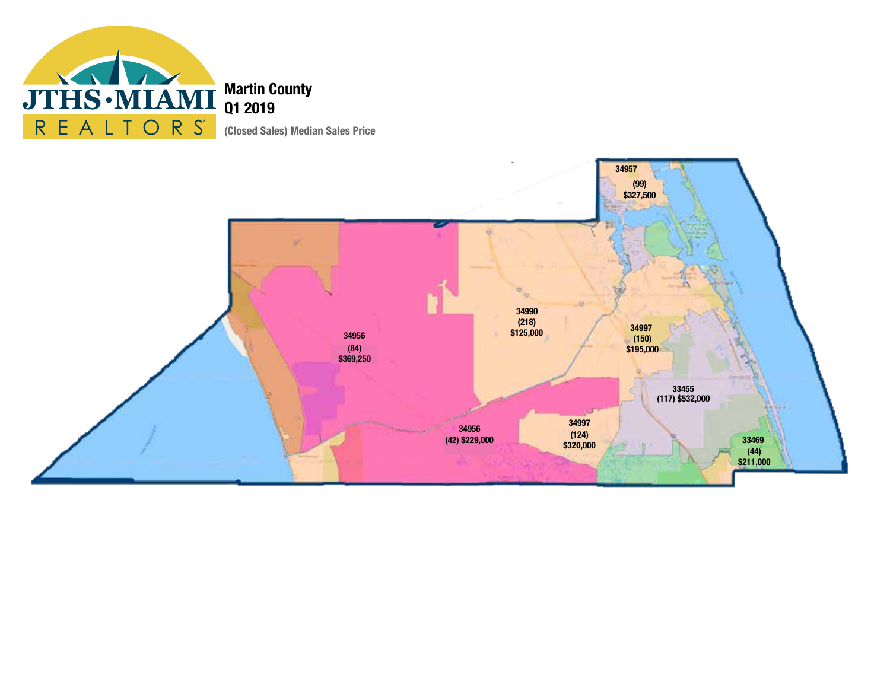JTHS·MIAMI REALTORS

# Martin County
## Q1 2019

(Closed Sales) Median Sales Price

34957
(99)
$327,500

34990
(218)
$125,000

34997
(150)
$195,000

34956
(84)
$369,250

33455
(117) $532,000

34956
(42) $229,000

34997
(124)
$320,000

33469
(44)
$211,000